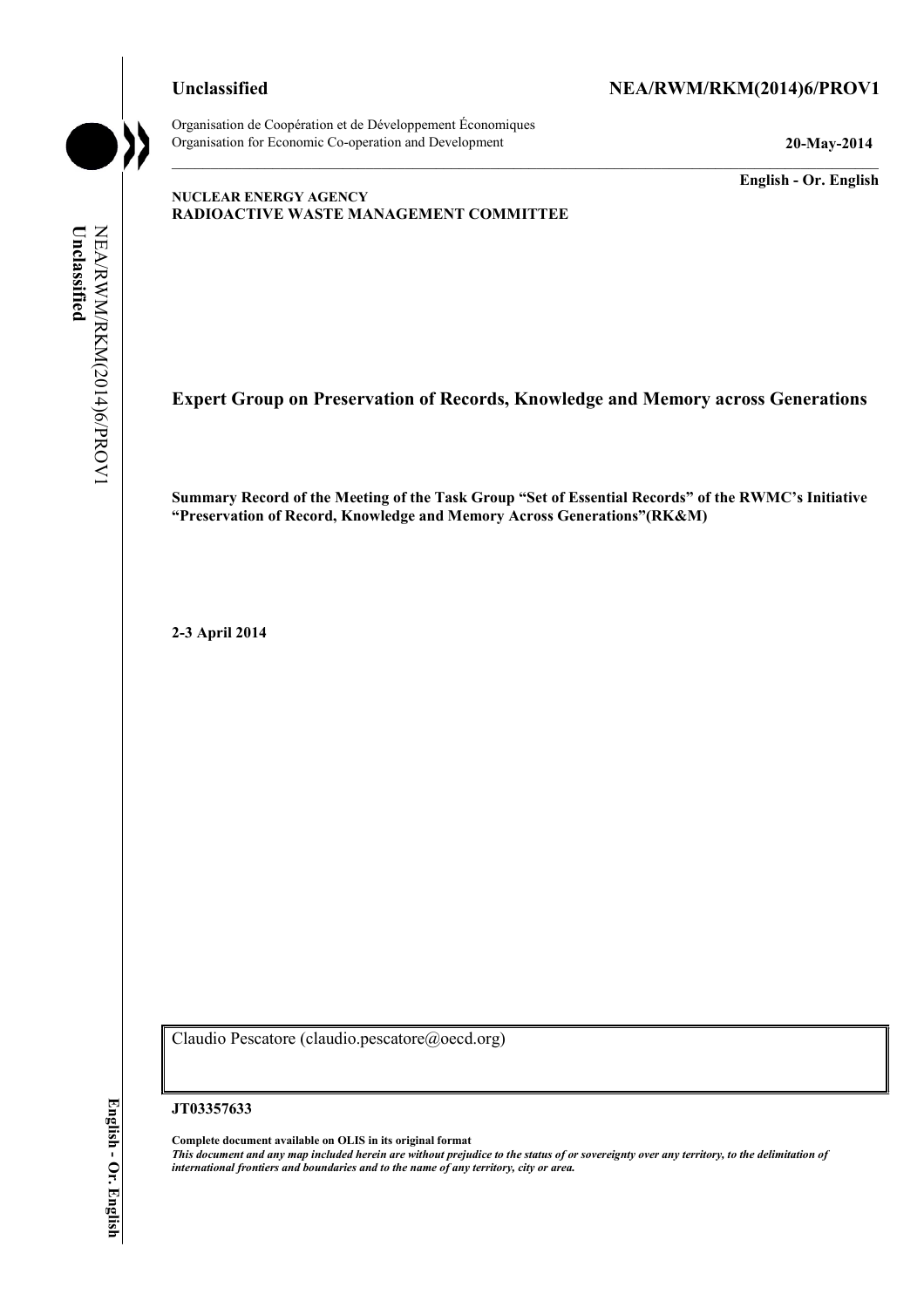**Unclassified** **NEA/RWM/RKM(2014)6/PROV1**

Organisation de Coopération et de Développement Économiques
Organisation for Economic Co-operation and Development **20-May-2014**

**English - Or. English**

**NUCLEAR ENERGY AGENCY**
**RADIOACTIVE WASTE MANAGEMENT COMMITTEE**

# Expert Group on Preservation of Records, Knowledge and Memory across Generations

**Summary Record of the Meeting of the Task Group "Set of Essential Records" of the RWMC's Initiative "Preservation of Record, Knowledge and Memory Across Generations"(RK&M)**

**2-3 April 2014**

Claudio Pescatore (claudio.pescatore@oecd.org)

**JT03357633**

**Complete document available on OLIS in its original format**
***This document and any map included herein are without prejudice to the status of or sovereignty over any territory, to the delimitation of international frontiers and boundaries and to the name of any territory, city or area.***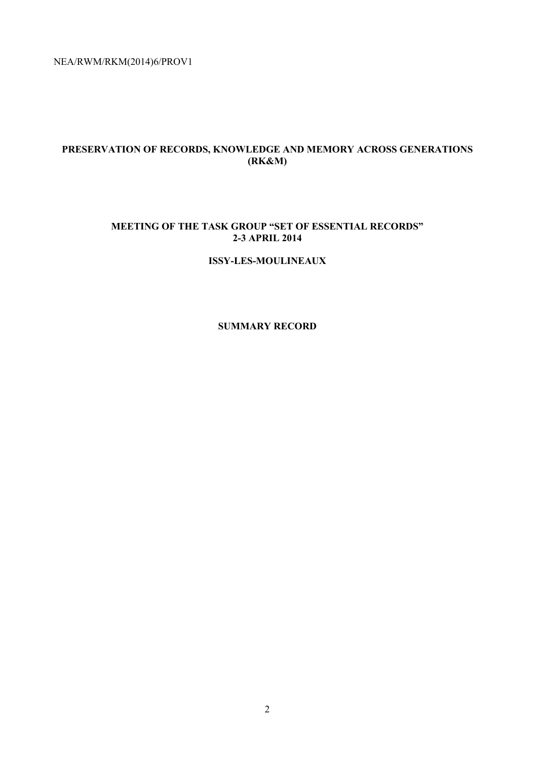NEA/RWM/RKM(2014)6/PROV1

**PRESERVATION OF RECORDS, KNOWLEDGE AND MEMORY ACROSS GENERATIONS (RK&M)**

**MEETING OF THE TASK GROUP "SET OF ESSENTIAL RECORDS"**
**2-3 APRIL 2014**

**ISSY-LES-MOULINEAUX**

**SUMMARY RECORD**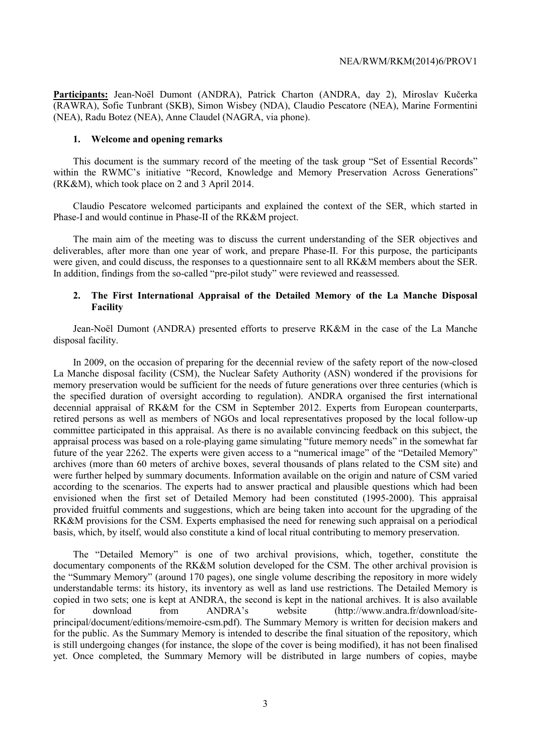**Participants:** Jean-Noël Dumont (ANDRA), Patrick Charton (ANDRA, day 2), Miroslav Kučerka (RAWRA), Sofie Tunbrant (SKB), Simon Wisbey (NDA), Claudio Pescatore (NEA), Marine Formentini (NEA), Radu Botez (NEA), Anne Claudel (NAGRA, via phone).

## 1. Welcome and opening remarks

This document is the summary record of the meeting of the task group "Set of Essential Records" within the RWMC's initiative "Record, Knowledge and Memory Preservation Across Generations" (RK&M), which took place on 2 and 3 April 2014.

Claudio Pescatore welcomed participants and explained the context of the SER, which started in Phase-I and would continue in Phase-II of the RK&M project.

The main aim of the meeting was to discuss the current understanding of the SER objectives and deliverables, after more than one year of work, and prepare Phase-II. For this purpose, the participants were given, and could discuss, the responses to a questionnaire sent to all RK&M members about the SER. In addition, findings from the so-called "pre-pilot study" were reviewed and reassessed.

## 2. The First International Appraisal of the Detailed Memory of the La Manche Disposal Facility

Jean-Noël Dumont (ANDRA) presented efforts to preserve RK&M in the case of the La Manche disposal facility.

In 2009, on the occasion of preparing for the decennial review of the safety report of the now-closed La Manche disposal facility (CSM), the Nuclear Safety Authority (ASN) wondered if the provisions for memory preservation would be sufficient for the needs of future generations over three centuries (which is the specified duration of oversight according to regulation). ANDRA organised the first international decennial appraisal of RK&M for the CSM in September 2012. Experts from European counterparts, retired persons as well as members of NGOs and local representatives proposed by the local follow-up committee participated in this appraisal. As there is no available convincing feedback on this subject, the appraisal process was based on a role-playing game simulating "future memory needs" in the somewhat far future of the year 2262. The experts were given access to a "numerical image" of the "Detailed Memory" archives (more than 60 meters of archive boxes, several thousands of plans related to the CSM site) and were further helped by summary documents. Information available on the origin and nature of CSM varied according to the scenarios. The experts had to answer practical and plausible questions which had been envisioned when the first set of Detailed Memory had been constituted (1995-2000). This appraisal provided fruitful comments and suggestions, which are being taken into account for the upgrading of the RK&M provisions for the CSM. Experts emphasised the need for renewing such appraisal on a periodical basis, which, by itself, would also constitute a kind of local ritual contributing to memory preservation.

The "Detailed Memory" is one of two archival provisions, which, together, constitute the documentary components of the RK&M solution developed for the CSM. The other archival provision is the "Summary Memory" (around 170 pages), one single volume describing the repository in more widely understandable terms: its history, its inventory as well as land use restrictions. The Detailed Memory is copied in two sets; one is kept at ANDRA, the second is kept in the national archives. It is also available for download from ANDRA's website (http://www.andra.fr/download/site-principal/document/editions/memoire-csm.pdf). The Summary Memory is written for decision makers and for the public. As the Summary Memory is intended to describe the final situation of the repository, which is still undergoing changes (for instance, the slope of the cover is being modified), it has not been finalised yet. Once completed, the Summary Memory will be distributed in large numbers of copies, maybe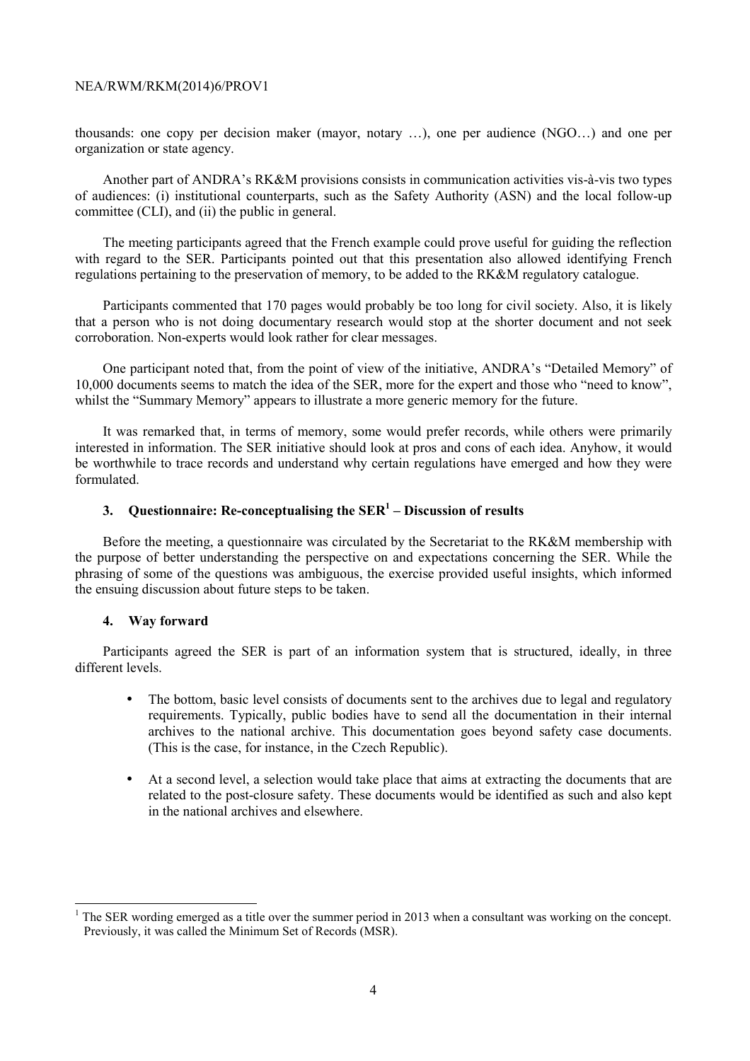thousands: one copy per decision maker (mayor, notary …), one per audience (NGO…) and one per organization or state agency.

Another part of ANDRA's RK&M provisions consists in communication activities vis-à-vis two types of audiences: (i) institutional counterparts, such as the Safety Authority (ASN) and the local follow-up committee (CLI), and (ii) the public in general.

The meeting participants agreed that the French example could prove useful for guiding the reflection with regard to the SER. Participants pointed out that this presentation also allowed identifying French regulations pertaining to the preservation of memory, to be added to the RK&M regulatory catalogue.

Participants commented that 170 pages would probably be too long for civil society. Also, it is likely that a person who is not doing documentary research would stop at the shorter document and not seek corroboration. Non-experts would look rather for clear messages.

One participant noted that, from the point of view of the initiative, ANDRA's "Detailed Memory" of 10,000 documents seems to match the idea of the SER, more for the expert and those who "need to know", whilst the "Summary Memory" appears to illustrate a more generic memory for the future.

It was remarked that, in terms of memory, some would prefer records, while others were primarily interested in information. The SER initiative should look at pros and cons of each idea. Anyhow, it would be worthwhile to trace records and understand why certain regulations have emerged and how they were formulated.

## 3. Questionnaire: Re-conceptualising the SER[1] – Discussion of results

Before the meeting, a questionnaire was circulated by the Secretariat to the RK&M membership with the purpose of better understanding the perspective on and expectations concerning the SER. While the phrasing of some of the questions was ambiguous, the exercise provided useful insights, which informed the ensuing discussion about future steps to be taken.

## 4. Way forward

Participants agreed the SER is part of an information system that is structured, ideally, in three different levels.

- The bottom, basic level consists of documents sent to the archives due to legal and regulatory requirements. Typically, public bodies have to send all the documentation in their internal archives to the national archive. This documentation goes beyond safety case documents. (This is the case, for instance, in the Czech Republic).
- At a second level, a selection would take place that aims at extracting the documents that are related to the post-closure safety. These documents would be identified as such and also kept in the national archives and elsewhere.

[1] The SER wording emerged as a title over the summer period in 2013 when a consultant was working on the concept. Previously, it was called the Minimum Set of Records (MSR).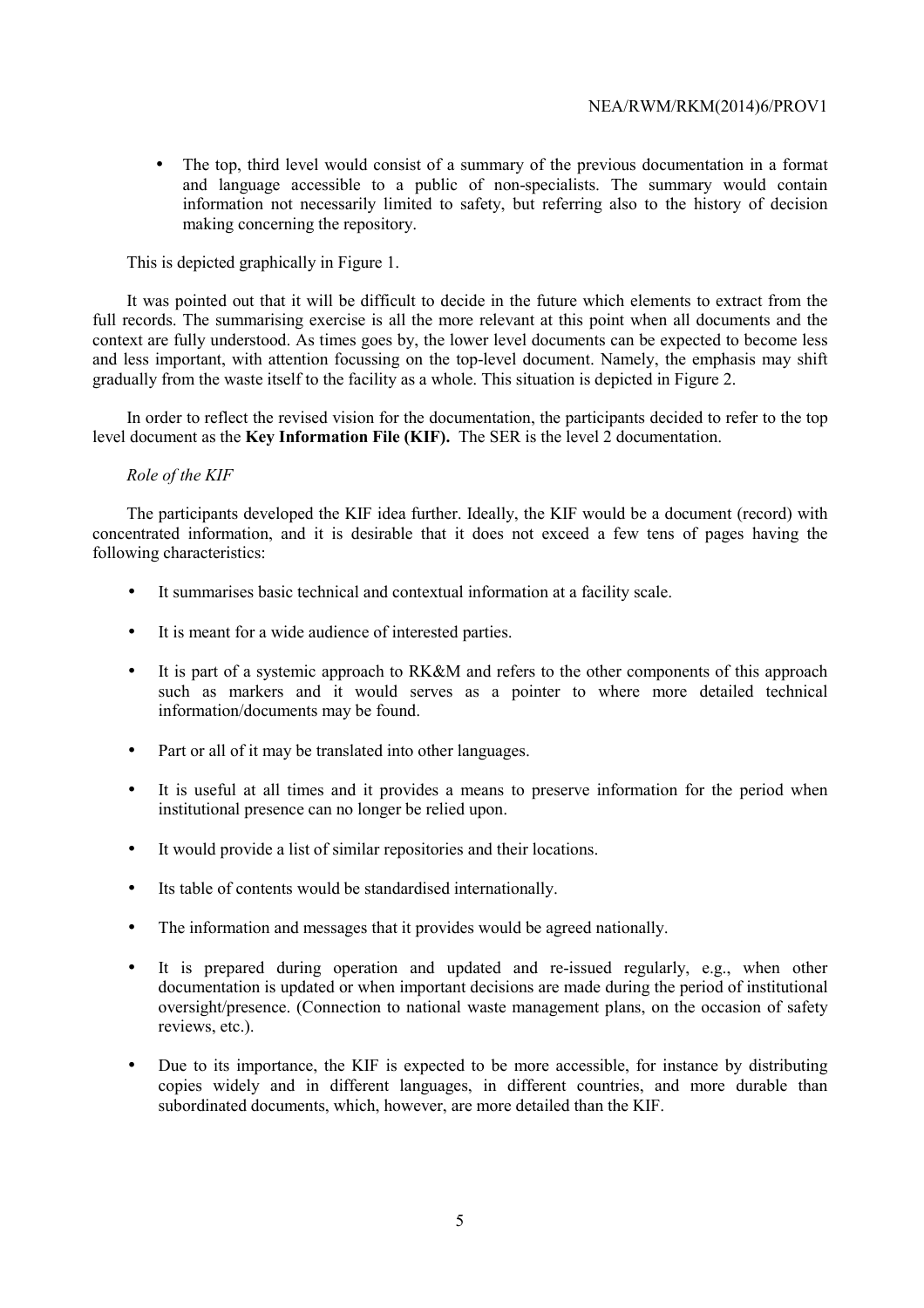- The top, third level would consist of a summary of the previous documentation in a format and language accessible to a public of non-specialists. The summary would contain information not necessarily limited to safety, but referring also to the history of decision making concerning the repository.

This is depicted graphically in Figure 1.

It was pointed out that it will be difficult to decide in the future which elements to extract from the full records. The summarising exercise is all the more relevant at this point when all documents and the context are fully understood. As times goes by, the lower level documents can be expected to become less and less important, with attention focussing on the top-level document. Namely, the emphasis may shift gradually from the waste itself to the facility as a whole. This situation is depicted in Figure 2.

In order to reflect the revised vision for the documentation, the participants decided to refer to the top level document as the **Key Information File (KIF).** The SER is the level 2 documentation.

*Role of the KIF*

The participants developed the KIF idea further. Ideally, the KIF would be a document (record) with concentrated information, and it is desirable that it does not exceed a few tens of pages having the following characteristics:

- It summarises basic technical and contextual information at a facility scale.
- It is meant for a wide audience of interested parties.
- It is part of a systemic approach to RK&M and refers to the other components of this approach such as markers and it would serves as a pointer to where more detailed technical information/documents may be found.
- Part or all of it may be translated into other languages.
- It is useful at all times and it provides a means to preserve information for the period when institutional presence can no longer be relied upon.
- It would provide a list of similar repositories and their locations.
- Its table of contents would be standardised internationally.
- The information and messages that it provides would be agreed nationally.
- It is prepared during operation and updated and re-issued regularly, e.g., when other documentation is updated or when important decisions are made during the period of institutional oversight/presence. (Connection to national waste management plans, on the occasion of safety reviews, etc.).
- Due to its importance, the KIF is expected to be more accessible, for instance by distributing copies widely and in different languages, in different countries, and more durable than subordinated documents, which, however, are more detailed than the KIF.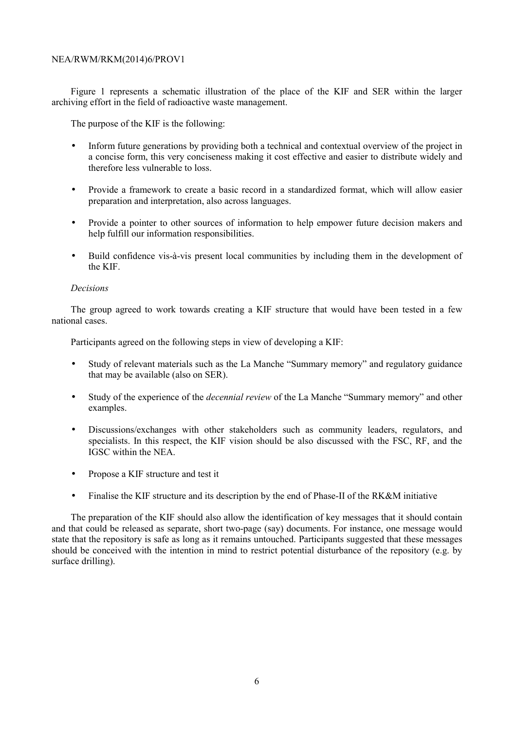Figure 1 represents a schematic illustration of the place of the KIF and SER within the larger archiving effort in the field of radioactive waste management.

The purpose of the KIF is the following:

- Inform future generations by providing both a technical and contextual overview of the project in a concise form, this very conciseness making it cost effective and easier to distribute widely and therefore less vulnerable to loss.
- Provide a framework to create a basic record in a standardized format, which will allow easier preparation and interpretation, also across languages.
- Provide a pointer to other sources of information to help empower future decision makers and help fulfill our information responsibilities.
- Build confidence vis-à-vis present local communities by including them in the development of the KIF.

*Decisions*

The group agreed to work towards creating a KIF structure that would have been tested in a few national cases.

Participants agreed on the following steps in view of developing a KIF:

- Study of relevant materials such as the La Manche "Summary memory" and regulatory guidance that may be available (also on SER).
- Study of the experience of the *decennial review* of the La Manche "Summary memory" and other examples.
- Discussions/exchanges with other stakeholders such as community leaders, regulators, and specialists. In this respect, the KIF vision should be also discussed with the FSC, RF, and the IGSC within the NEA.
- Propose a KIF structure and test it
- Finalise the KIF structure and its description by the end of Phase-II of the RK&M initiative

The preparation of the KIF should also allow the identification of key messages that it should contain and that could be released as separate, short two-page (say) documents. For instance, one message would state that the repository is safe as long as it remains untouched. Participants suggested that these messages should be conceived with the intention in mind to restrict potential disturbance of the repository (e.g. by surface drilling).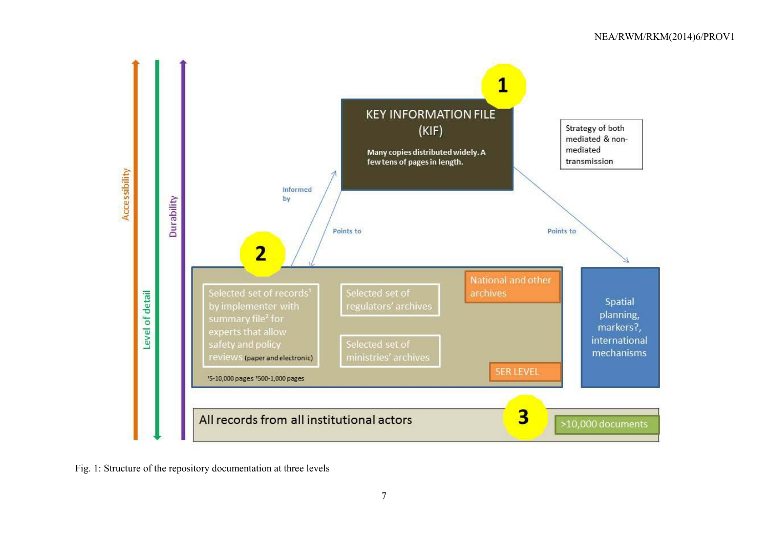Accessibility

Level of detail

Durability

**1**

KEY INFORMATION FILE (KIF)

Many copies distributed widely. A few tens of pages in length.

Strategy of both mediated & non-mediated transmission

Informed by

Points to

Points to

**2**

Selected set of records[1] by implementer with summary file[2] for experts that allow safety and policy reviews (paper and electronic)

Selected set of regulators' archives

Selected set of ministries' archives

National and other archives

SER LEVEL

[1]5-10,000 pages [2]500-1,000 pages

Spatial planning, markers?, international mechanisms

**3**

All records from all institutional actors

>10,000 documents

Fig. 1: Structure of the repository documentation at three levels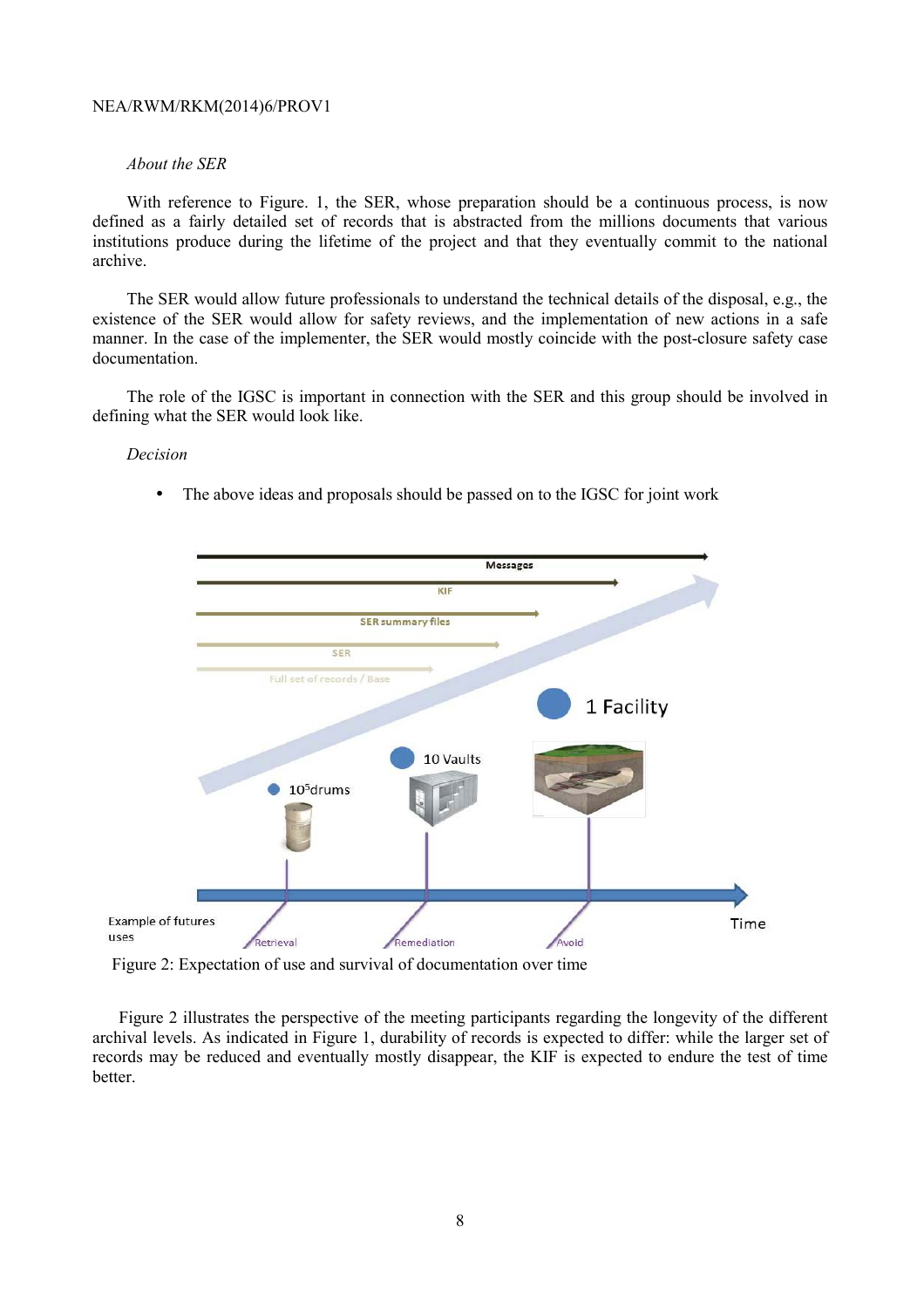*About the SER*

With reference to Figure. 1, the SER, whose preparation should be a continuous process, is now defined as a fairly detailed set of records that is abstracted from the millions documents that various institutions produce during the lifetime of the project and that they eventually commit to the national archive.

The SER would allow future professionals to understand the technical details of the disposal, e.g., the existence of the SER would allow for safety reviews, and the implementation of new actions in a safe manner. In the case of the implementer, the SER would mostly coincide with the post-closure safety case documentation.

The role of the IGSC is important in connection with the SER and this group should be involved in defining what the SER would look like.

*Decision*

- The above ideas and proposals should be passed on to the IGSC for joint work

Figure 2: Expectation of use and survival of documentation over time

Figure 2 illustrates the perspective of the meeting participants regarding the longevity of the different archival levels. As indicated in Figure 1, durability of records is expected to differ: while the larger set of records may be reduced and eventually mostly disappear, the KIF is expected to endure the test of time better.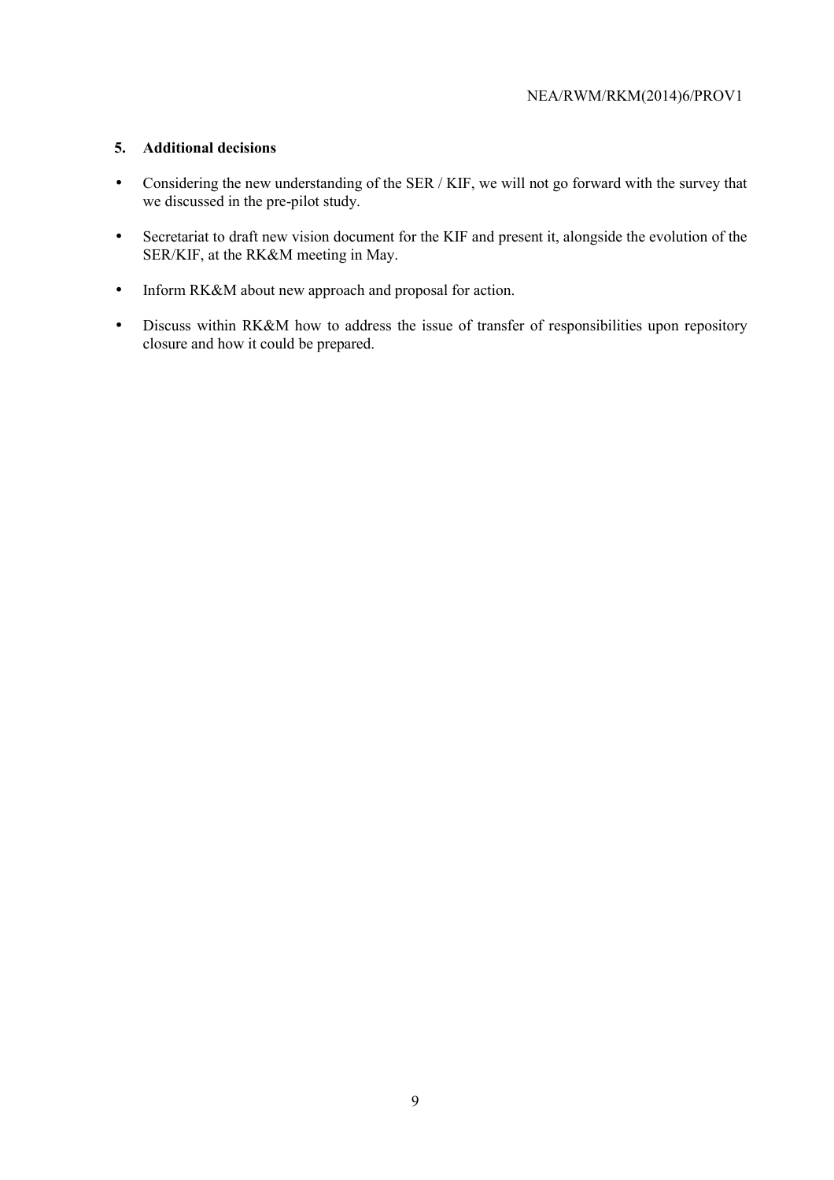## 5. Additional decisions

- Considering the new understanding of the SER / KIF, we will not go forward with the survey that we discussed in the pre-pilot study.
- Secretariat to draft new vision document for the KIF and present it, alongside the evolution of the SER/KIF, at the RK&M meeting in May.
- Inform RK&M about new approach and proposal for action.
- Discuss within RK&M how to address the issue of transfer of responsibilities upon repository closure and how it could be prepared.